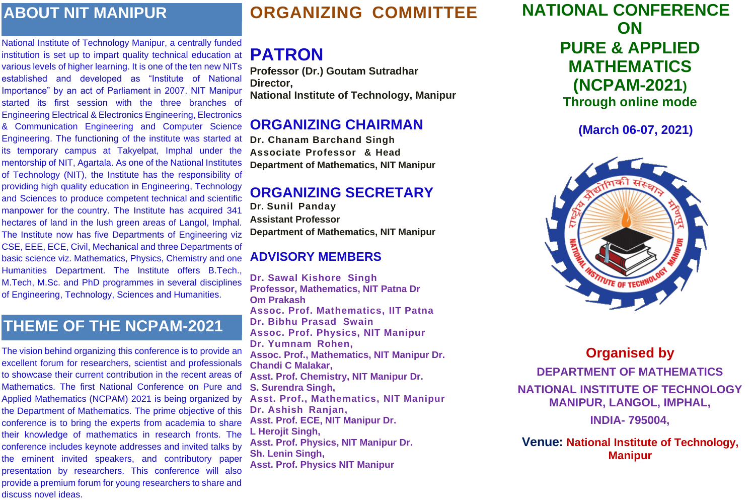## ABOUT NIT MANIPUR

National Institute of Technology Manipur, a centrally funded institution is set up to impart quality technical education at various levels of higher learning. It is one of the ten new NITs established and developed as “Institute of National Importance” by an act of Parliament in 2007. NIT Manipur started its first session with the three branches of Engineering Electrical & Electronics Engineering, Electronics & Communication Engineering and Computer Science Engineering. The functioning of the institute was started at its temporary campus at Takyelpat, Imphal under the mentorship of NIT, Agartala. As one of the National Institutes of Technology (NIT), the Institute has the responsibility of providing high quality education in Engineering, Technology and Sciences to produce competent technical and scientific manpower for the country. The Institute has acquired 341 hectares of land in the lush green areas of Langol, Imphal. The Institute now has five Departments of Engineering viz CSE, EEE, ECE, Civil, Mechanical and three Departments of basic science viz. Mathematics, Physics, Chemistry and one Humanities Department. The Institute offers B.Tech., M.Tech, M.Sc. and PhD programmes in several disciplines of Engineering, Technology, Sciences and Humanities.

## THEME OF THE NCPAM-2021

The vision behind organizing this conference is to provide an excellent forum for researchers, scientist and professionals to showcase their current contribution in the recent areas of Mathematics. The first National Conference on Pure and Applied Mathematics (NCPAM) 2021 is being organized by the Department of Mathematics. The prime objective of this conference is to bring the experts from academia to share their knowledge of mathematics in research fronts. The conference includes keynote addresses and invited talks by the eminent invited speakers, and contributory paper presentation by researchers. This conference will also provide a premium forum for young researchers to share and discuss novel ideas.

# ORGANIZING COMMITTEE

## PATRON

**Professor (Dr.) Goutam Sutradhar**
**Director,**
**National Institute of Technology, Manipur**

## ORGANIZING CHAIRMAN

**Dr. Chanam Barchand Singh**
**Associate Professor & Head**
**Department of Mathematics, NIT Manipur**

## ORGANIZING SECRETARY

**Dr. Sunil Panday**
**Assistant Professor**
**Department of Mathematics, NIT Manipur**

## ADVISORY MEMBERS

**Dr. Sawal Kishore Singh**
**Professor, Mathematics, NIT Patna**

**Dr. Om Prakash**
**Assoc. Prof. Mathematics, IIT Patna**

**Dr. Bibhu Prasad Swain**
**Assoc. Prof. Physics, NIT Manipur**

**Dr. Yumnam Rohen,**
**Assoc. Prof., Mathematics, NIT Manipur**

**Dr. Chandi C Malakar,**
**Asst. Prof. Chemistry, NIT Manipur**

**Dr. S. Surendra Singh,**
**Asst. Prof., Mathematics, NIT Manipur**

**Dr. Ashish Ranjan,**
**Asst. Prof. ECE, NIT Manipur**

**Dr. L Herojit Singh,**
**Asst. Prof. Physics, NIT Manipur**

**Dr. Sh. Lenin Singh,**
**Asst. Prof. Physics NIT Manipur**

# NATIONAL CONFERENCE ON PURE & APPLIED MATHEMATICS (NCPAM-2021)

**Through online mode**

**(March 06-07, 2021)**

**Organised by**

**DEPARTMENT OF MATHEMATICS**

**NATIONAL INSTITUTE OF TECHNOLOGY MANIPUR, LANGOL, IMPHAL,**

**INDIA- 795004,**

**Venue: National Institute of Technology, Manipur**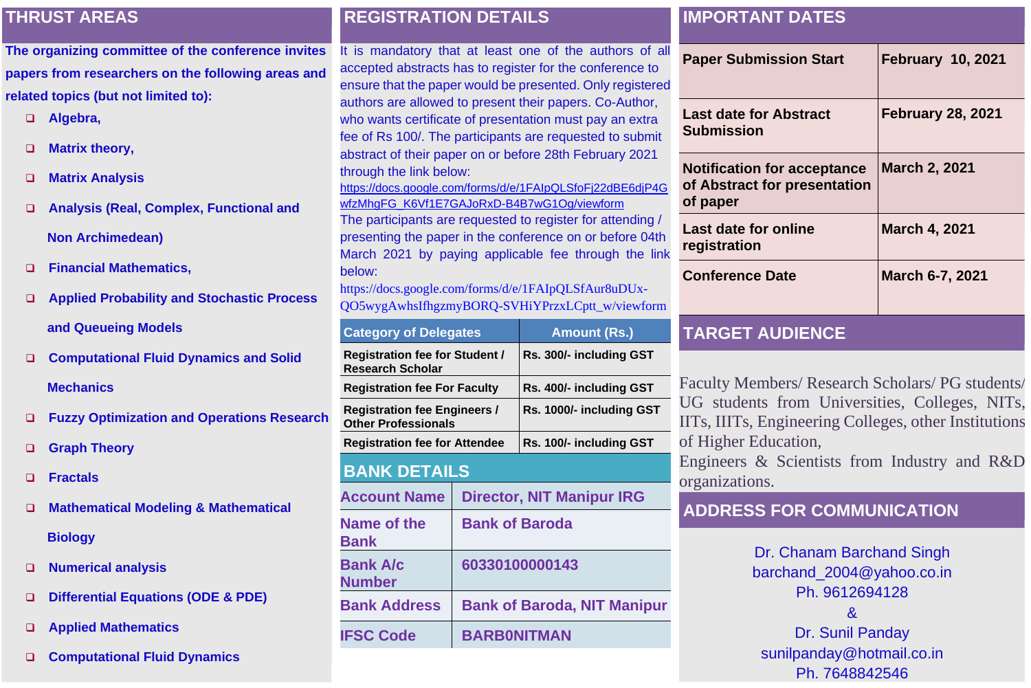## THRUST AREAS

**The organizing committee of the conference invites papers from researchers on the following areas and related topics (but not limited to):**

- **Algebra,**
- **Matrix theory,**
- **Matrix Analysis**
- **Analysis (Real, Complex, Functional and Non Archimedean)**
- **Financial Mathematics,**
- **Applied Probability and Stochastic Process and Queueing Models**
- **Computational Fluid Dynamics and Solid Mechanics**
- **Fuzzy Optimization and Operations Research**
- **Graph Theory**
- **Fractals**
- **Mathematical Modeling & Mathematical Biology**
- **Numerical analysis**
- **Differential Equations (ODE & PDE)**
- **Applied Mathematics**
- **Computational Fluid Dynamics**

## REGISTRATION DETAILS

It is mandatory that at least one of the authors of all accepted abstracts has to register for the conference to ensure that the paper would be presented. Only registered authors are allowed to present their papers. Co-Author, who wants certificate of presentation must pay an extra fee of Rs 100/. The participants are requested to submit abstract of their paper on or before 28th February 2021 through the link below:

https://docs.google.com/forms/d/e/1FAIpQLSfoFj22dBE6djP4GwfzMhgFG_K6Vf1E7GAJoRxD-B4B7wG1Og/viewform

The participants are requested to register for attending / presenting the paper in the conference on or before 04th March 2021 by paying applicable fee through the link below:

https://docs.google.com/forms/d/e/1FAIpQLSfAur8uDUx-QO5wygAwhsIfhgzmyBORQ-SVHiYPrzxLCptt_w/viewform

| Category of Delegates | Amount (Rs.) |
|---|---|
| Registration fee for Student / Research Scholar | Rs. 300/- including GST |
| Registration fee For Faculty | Rs. 400/- including GST |
| Registration fee Engineers / Other Professionals | Rs. 1000/- including GST |
| Registration fee for Attendee | Rs. 100/- including GST |

## BANK DETAILS

| | |
|---|---|
| Account Name | Director, NIT Manipur IRG |
| Name of the Bank | Bank of Baroda |
| Bank A/c Number | 60330100000143 |
| Bank Address | Bank of Baroda, NIT Manipur |
| IFSC Code | BARB0NITMAN |

## IMPORTANT DATES

| | |
|---|---|
| Paper Submission Start | February 10, 2021 |
| Last date for Abstract Submission | February 28, 2021 |
| Notification for acceptance of Abstract for presentation of paper | March 2, 2021 |
| Last date for online registration | March 4, 2021 |
| Conference Date | March 6-7, 2021 |

## TARGET AUDIENCE

Faculty Members/ Research Scholars/ PG students/ UG students from Universities, Colleges, NITs, IITs, IIITs, Engineering Colleges, other Institutions of Higher Education,
Engineers & Scientists from Industry and R&D organizations.

## ADDRESS FOR COMMUNICATION

Dr. Chanam Barchand Singh
barchand_2004@yahoo.co.in
Ph. 9612694128
&
Dr. Sunil Panday
sunilpanday@hotmail.co.in
Ph. 7648842546